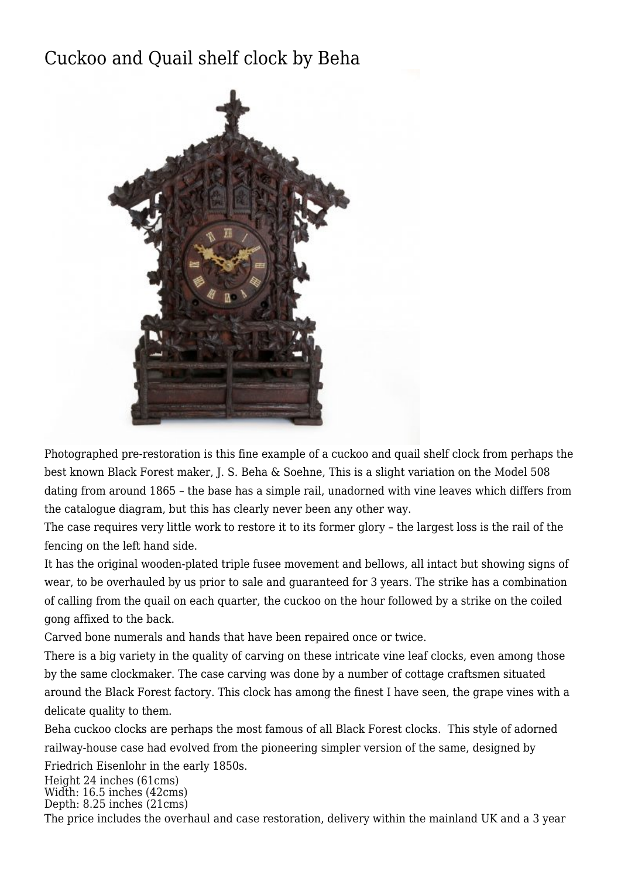# Cuckoo and Quail shelf clock by Beha

Photographed pre-restoration is this fine example of a cuckoo and quail shelf clock from perhaps the best known Black Forest maker, J. S. Beha & Soehne, This is a slight variation on the Model 508 dating from around 1865 – the base has a simple rail, unadorned with vine leaves which differs from the catalogue diagram, but this has clearly never been any other way.

The case requires very little work to restore it to its former glory – the largest loss is the rail of the fencing on the left hand side.

It has the original wooden-plated triple fusee movement and bellows, all intact but showing signs of wear, to be overhauled by us prior to sale and guaranteed for 3 years. The strike has a combination of calling from the quail on each quarter, the cuckoo on the hour followed by a strike on the coiled gong affixed to the back.

Carved bone numerals and hands that have been repaired once or twice.

There is a big variety in the quality of carving on these intricate vine leaf clocks, even among those by the same clockmaker. The case carving was done by a number of cottage craftsmen situated around the Black Forest factory. This clock has among the finest I have seen, the grape vines with a delicate quality to them.

Beha cuckoo clocks are perhaps the most famous of all Black Forest clocks. This style of adorned railway-house case had evolved from the pioneering simpler version of the same, designed by Friedrich Eisenlohr in the early 1850s.

Height 24 inches (61cms)
Width: 16.5 inches (42cms)
Depth: 8.25 inches (21cms)

The price includes the overhaul and case restoration, delivery within the mainland UK and a 3 year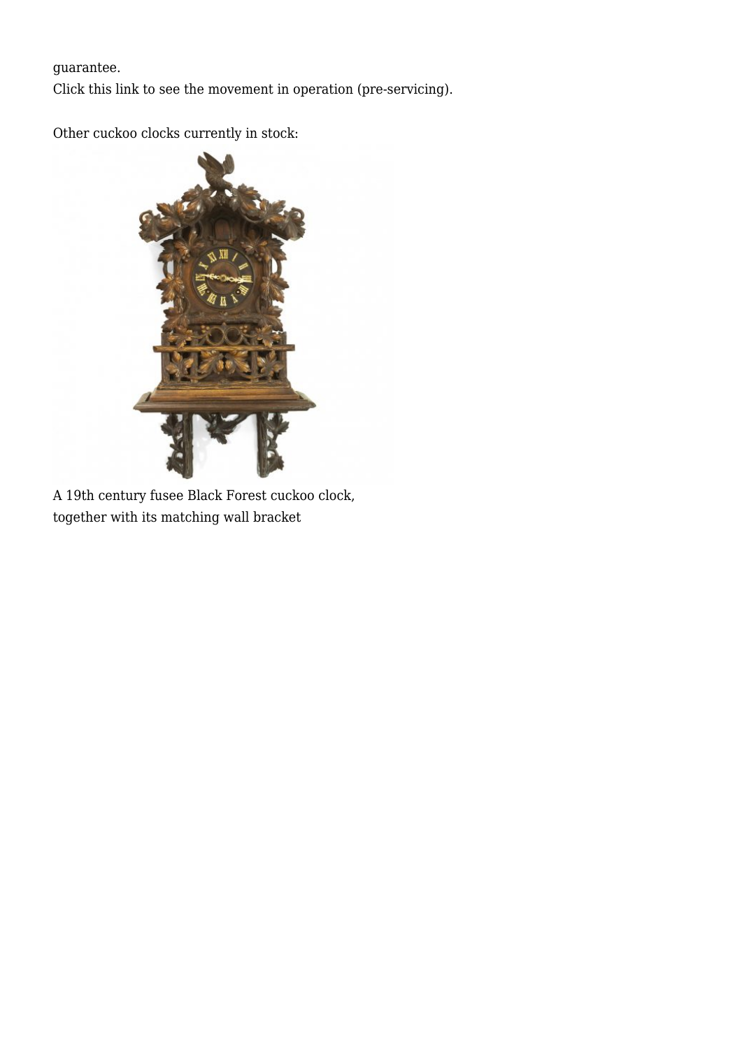guarantee.

Click this link to see the movement in operation (pre-servicing).

Other cuckoo clocks currently in stock:

A 19th century fusee Black Forest cuckoo clock, together with its matching wall bracket